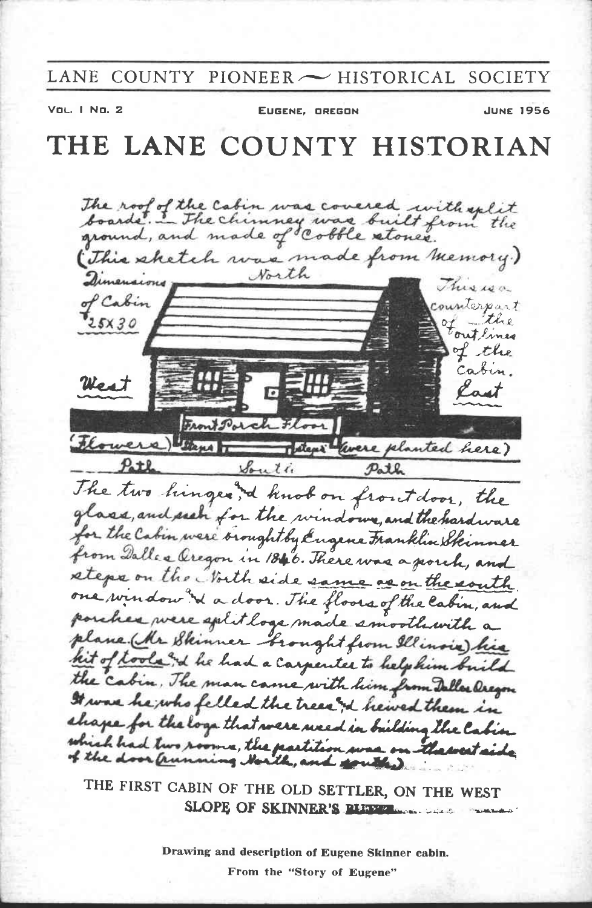LANE COUNTY PIONEER — HISTORICAL SOCIETY

Vol. I No. 2 EUGENE, OREGON JUNE 1956

# THE LANE COUNTY HISTORIAN

The roof of the cabin was covered with split boards. — The chimney was built from the ground, and made of cobble stones.

(This sketch was made from memory.)

Dimensions of Cabin 25X30

North

This is a counterpart of the outlines of the cabin.

West

East

Front Porch Floor

(Flowers) Steps steps (were planted here)

Path South Path

The two hinges, and knob on front door, the glass, and sash for the windows, and the hardware for the Cabin were brought by Eugene Franklin Skinner from Dalles Oregon in 1846. There was a porch, and steps on the North side same as on the south, one window and a door. The floors of the Cabin, and porches were split logs made smooth with a plane. (Mr Skinner brought from Illinois) his kit of tools and he had a Carpenter to help him build the cabin. The man came with him from Dalles Oregon. It was he, who felled the trees and hewed them in shape for the logs that were used in building the Cabin which had two rooms, the partition was on the west side of the door (running North, and south.)

THE FIRST CABIN OF THE OLD SETTLER, ON THE WEST SLOPE OF SKINNER'S BUTTE

**Drawing and description of Eugene Skinner cabin.**

**From the "Story of Eugene"**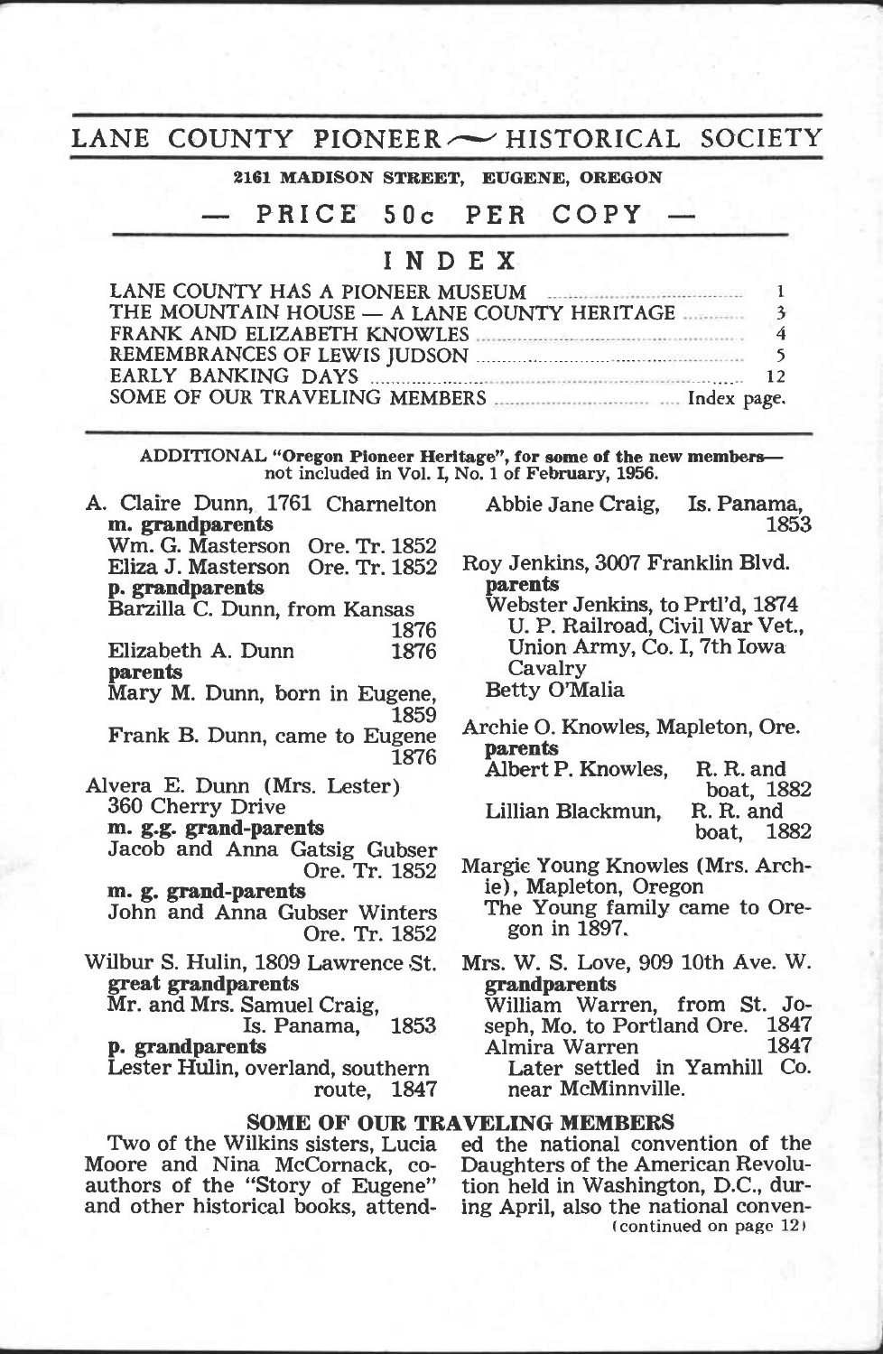# LANE COUNTY PIONEER — HISTORICAL SOCIETY

**2161 MADISON STREET, EUGENE, OREGON**

## — PRICE 50c PER COPY —

## INDEX

| | |
|---|---|
| LANE COUNTY HAS A PIONEER MUSEUM | 1 |
| THE MOUNTAIN HOUSE — A LANE COUNTY HERITAGE | 3 |
| FRANK AND ELIZABETH KNOWLES | 4 |
| REMEMBRANCES OF LEWIS JUDSON | 5 |
| EARLY BANKING DAYS | 12 |
| SOME OF OUR TRAVELING MEMBERS | Index page. |

**ADDITIONAL "Oregon Pioneer Heritage", for some of the new members— not included in Vol. I, No. 1 of February, 1956.**

A. Claire Dunn, 1761 Charnelton
**m. grandparents**
Wm. G. Masterson Ore. Tr. 1852
Eliza J. Masterson Ore. Tr. 1852
**p. grandparents**
Barzilla C. Dunn, from Kansas 1876
Elizabeth A. Dunn 1876
**parents**
Mary M. Dunn, born in Eugene, 1859
Frank B. Dunn, came to Eugene 1876

Alvera E. Dunn (Mrs. Lester)
360 Cherry Drive
**m. g.g. grand-parents**
Jacob and Anna Gatsig Gubser Ore. Tr. 1852
**m. g. grand-parents**
John and Anna Gubser Winters Ore. Tr. 1852

Wilbur S. Hulin, 1809 Lawrence St.
**great grandparents**
Mr. and Mrs. Samuel Craig, Is. Panama, 1853
**p. grandparents**
Lester Hulin, overland, southern route, 1847
Abbie Jane Craig, Is. Panama, 1853

Roy Jenkins, 3007 Franklin Blvd.
**parents**
Webster Jenkins, to Prtl'd, 1874 U. P. Railroad, Civil War Vet., Union Army, Co. I, 7th Iowa Cavalry
Betty O'Malia

Archie O. Knowles, Mapleton, Ore.
**parents**
Albert P. Knowles, R. R. and boat, 1882
Lillian Blackmun, R. R. and boat, 1882

Margie Young Knowles (Mrs. Archie), Mapleton, Oregon
The Young family came to Oregon in 1897.

Mrs. W. S. Love, 909 10th Ave. W.
**grandparents**
William Warren, from St. Joseph, Mo. to Portland Ore. 1847
Almira Warren 1847
Later settled in Yamhill Co. near McMinnville.

## SOME OF OUR TRAVELING MEMBERS

Two of the Wilkins sisters, Lucia Moore and Nina McCornack, co-authors of the "Story of Eugene" and other historical books, attended the national convention of the Daughters of the American Revolution held in Washington, D.C., during April, also the national conven-

(continued on page 12)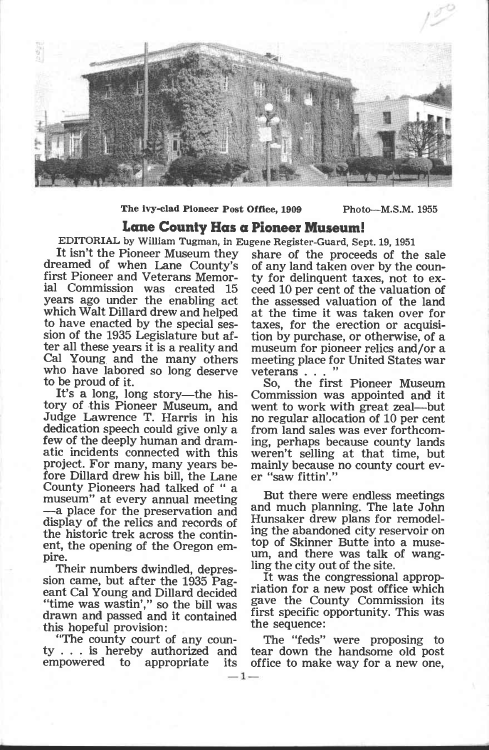The Ivy-clad Pioneer Post Office, 1909 Photo—M.S.M. 1955

## Lane County Has a Pioneer Museum!

EDITORIAL by William Tugman, in Eugene Register-Guard, Sept. 19, 1951

It isn't the Pioneer Museum they dreamed of when Lane County's first Pioneer and Veterans Memorial Commission was created 15 years ago under the enabling act which Walt Dillard drew and helped to have enacted by the special session of the 1935 Legislature but after all these years it is a reality and Cal Young and the many others who have labored so long deserve to be proud of it.

It's a long, long story—the history of this Pioneer Museum, and Judge Lawrence T. Harris in his dedication speech could give only a few of the deeply human and dramatic incidents connected with this project. For many, many years before Dillard drew his bill, the Lane County Pioneers had talked of " a museum" at every annual meeting —a place for the preservation and display of the relics and records of the historic trek across the continent, the opening of the Oregon empire.

Their numbers dwindled, depression came, but after the 1935 Pageant Cal Young and Dillard decided "time was wastin'," so the bill was drawn and passed and it contained this hopeful provision:

"The county court of any county . . . is hereby authorized and empowered to appropriate its share of the proceeds of the sale of any land taken over by the county for delinquent taxes, not to exceed 10 per cent of the valuation of the assessed valuation of the land at the time it was taken over for taxes, for the erection or acquisition by purchase, or otherwise, of a museum for pioneer relics and/or a meeting place for United States war veterans . . . "

So, the first Pioneer Museum Commission was appointed and it went to work with great zeal—but no regular allocation of 10 per cent from land sales was ever forthcoming, perhaps because county lands weren't selling at that time, but mainly because no county court ever "saw fittin'."

But there were endless meetings and much planning. The late John Hunsaker drew plans for remodeling the abandoned city reservoir on top of Skinner Butte into a museum, and there was talk of wangling the city out of the site.

It was the congressional appropriation for a new post office which gave the County Commission its first specific opportunity. This was the sequence:

The "feds" were proposing to tear down the handsome old post office to make way for a new one,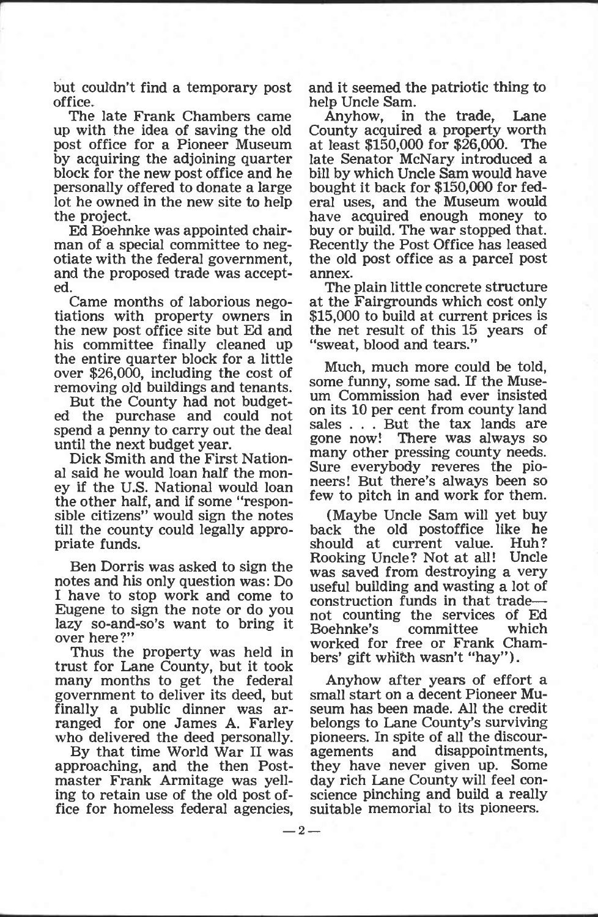but couldn't find a temporary post office.

The late Frank Chambers came up with the idea of saving the old post office for a Pioneer Museum by acquiring the adjoining quarter block for the new post office and he personally offered to donate a large lot he owned in the new site to help the project.

Ed Boehnke was appointed chairman of a special committee to negotiate with the federal government, and the proposed trade was accepted.

Came months of laborious negotiations with property owners in the new post office site but Ed and his committee finally cleaned up the entire quarter block for a little over $26,000, including the cost of removing old buildings and tenants.

But the County had not budgeted the purchase and could not spend a penny to carry out the deal until the next budget year.

Dick Smith and the First National said he would loan half the money if the U.S. National would loan the other half, and if some "responsible citizens" would sign the notes till the county could legally appropriate funds.

Ben Dorris was asked to sign the notes and his only question was: Do I have to stop work and come to Eugene to sign the note or do you lazy so-and-so's want to bring it over here?"

Thus the property was held in trust for Lane County, but it took many months to get the federal government to deliver its deed, but finally a public dinner was arranged for one James A. Farley who delivered the deed personally.

By that time World War II was approaching, and the then Postmaster Frank Armitage was yelling to retain use of the old post office for homeless federal agencies, and it seemed the patriotic thing to help Uncle Sam.

Anyhow, in the trade, Lane County acquired a property worth at least $150,000 for $26,000. The late Senator McNary introduced a bill by which Uncle Sam would have bought it back for $150,000 for federal uses, and the Museum would have acquired enough money to buy or build. The war stopped that. Recently the Post Office has leased the old post office as a parcel post annex.

The plain little concrete structure at the Fairgrounds which cost only $15,000 to build at current prices is the net result of this 15 years of "sweat, blood and tears."

Much, much more could be told, some funny, some sad. If the Museum Commission had ever insisted on its 10 per cent from county land sales . . . But the tax lands are gone now! There was always so many other pressing county needs. Sure everybody reveres the pioneers! But there's always been so few to pitch in and work for them.

(Maybe Uncle Sam will yet buy back the old postoffice like he should at current value. Huh? Rooking Uncle? Not at all! Uncle was saved from destroying a very useful building and wasting a lot of construction funds in that trade—not counting the services of Ed Boehnke's committee which worked for free or Frank Chambers' gift which wasn't "hay").

Anyhow after years of effort a small start on a decent Pioneer Museum has been made. All the credit belongs to Lane County's surviving pioneers. In spite of all the discouragements and disappointments, they have never given up. Some day rich Lane County will feel conscience pinching and build a really suitable memorial to its pioneers.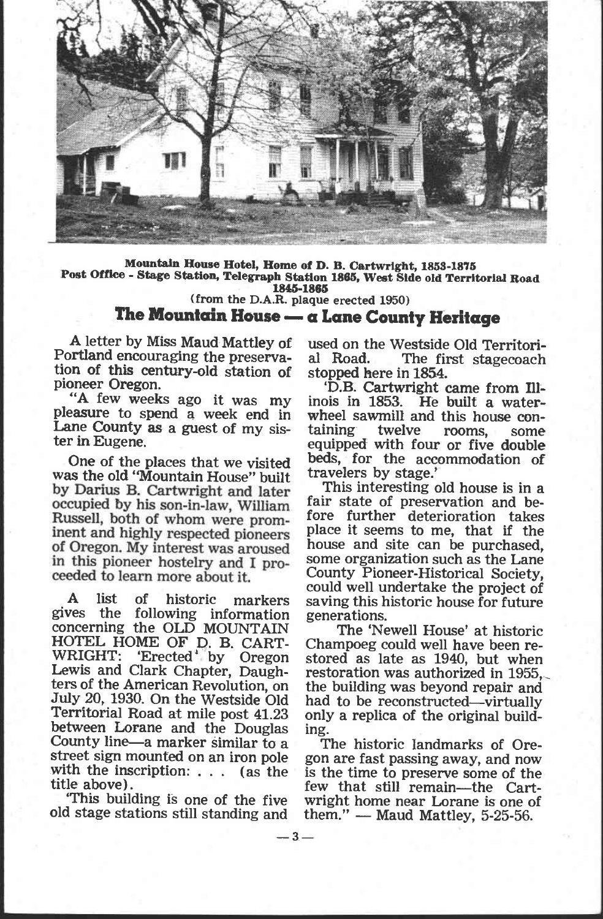**Mountain House Hotel, Home of D. B. Cartwright, 1853-1875**
**Post Office - Stage Station, Telegraph Station 1865, West Side old Territorial Road**
**1845-1865**
(from the D.A.R. plaque erected 1950)

## The Mountain House — a Lane County Heritage

A letter by Miss Maud Mattley of Portland encouraging the preservation of this century-old station of pioneer Oregon.

"A few weeks ago it was my pleasure to spend a week end in Lane County as a guest of my sister in Eugene.

One of the places that we visited was the old "Mountain House" built by Darius B. Cartwright and later occupied by his son-in-law, William Russell, both of whom were prominent and highly respected pioneers of Oregon. My interest was aroused in this pioneer hostelry and I proceeded to learn more about it.

A list of historic markers gives the following information concerning the OLD MOUNTAIN HOTEL HOME OF D. B. CARTWRIGHT: 'Erected' by Oregon Lewis and Clark Chapter, Daughters of the American Revolution, on July 20, 1930. On the Westside Old Territorial Road at mile post 41.23 between Lorane and the Douglas County line—a marker similar to a street sign mounted on an iron pole with the inscription: . . . (as the title above).

'This building is one of the five old stage stations still standing and used on the Westside Old Territorial Road. The first stagecoach stopped here in 1854.

'D.B. Cartwright came from Illinois in 1853. He built a water-wheel sawmill and this house containing twelve rooms, some equipped with four or five double beds, for the accommodation of travelers by stage.'

This interesting old house is in a fair state of preservation and before further deterioration takes place it seems to me, that if the house and site can be purchased, some organization such as the Lane County Pioneer-Historical Society, could well undertake the project of saving this historic house for future generations.

The 'Newell House' at historic Champoeg could well have been restored as late as 1940, but when restoration was authorized in 1955, the building was beyond repair and had to be reconstructed—virtually only a replica of the original building.

The historic landmarks of Oregon are fast passing away, and now is the time to preserve some of the few that still remain—the Cartwright home near Lorane is one of them." — Maud Mattley, 5-25-56.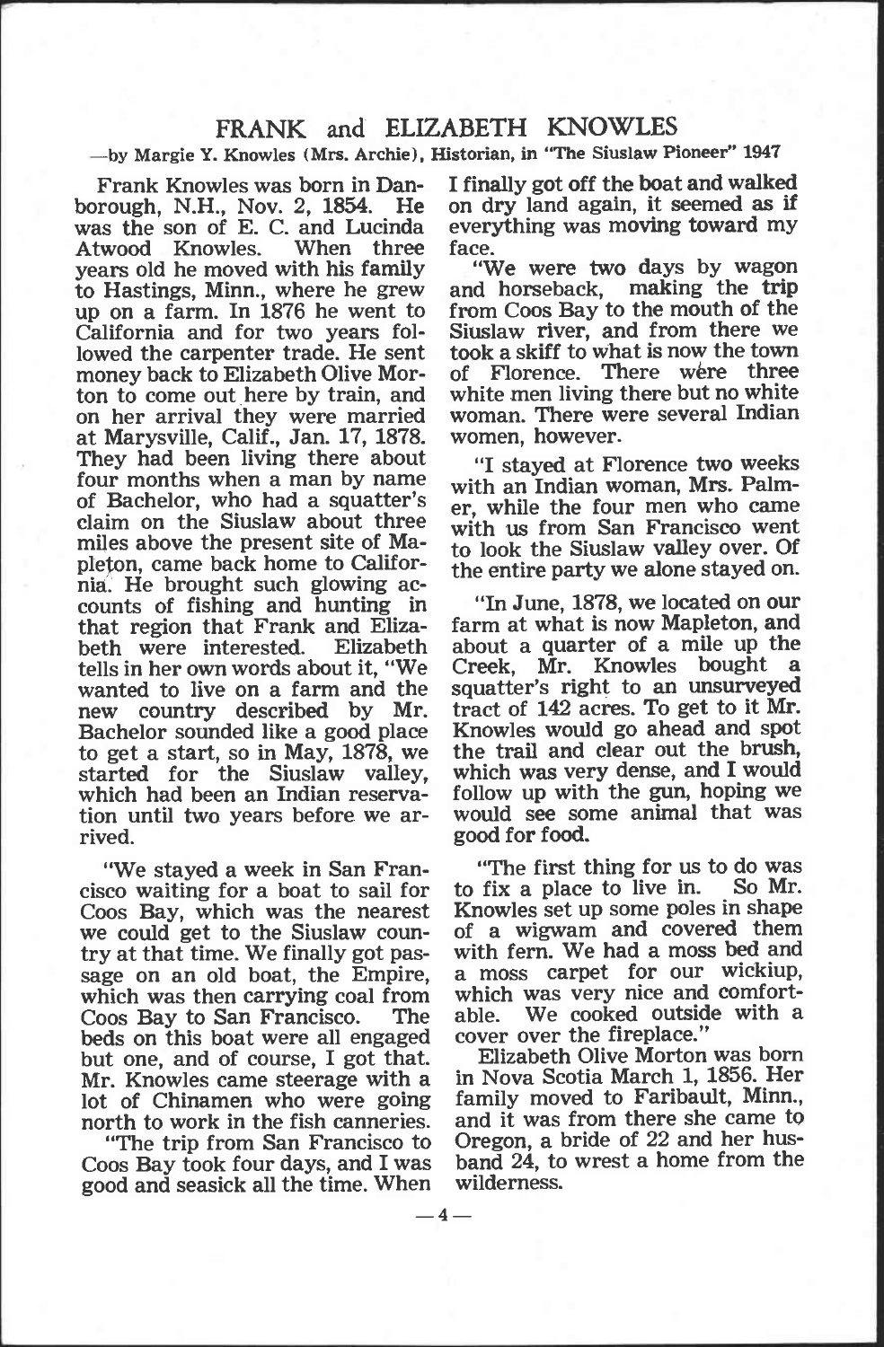## FRANK and ELIZABETH KNOWLES

—by Margie Y. Knowles (Mrs. Archie), Historian, in "The Siuslaw Pioneer" 1947

Frank Knowles was born in Danborough, N.H., Nov. 2, 1854. He was the son of E. C. and Lucinda Atwood Knowles. When three years old he moved with his family to Hastings, Minn., where he grew up on a farm. In 1876 he went to California and for two years followed the carpenter trade. He sent money back to Elizabeth Olive Morton to come out here by train, and on her arrival they were married at Marysville, Calif., Jan. 17, 1878. They had been living there about four months when a man by name of Bachelor, who had a squatter's claim on the Siuslaw about three miles above the present site of Mapleton, came back home to California. He brought such glowing accounts of fishing and hunting in that region that Frank and Elizabeth were interested. Elizabeth tells in her own words about it, "We wanted to live on a farm and the new country described by Mr. Bachelor sounded like a good place to get a start, so in May, 1878, we started for the Siuslaw valley, which had been an Indian reservation until two years before we arrived.

"We stayed a week in San Francisco waiting for a boat to sail for Coos Bay, which was the nearest we could get to the Siuslaw country at that time. We finally got passage on an old boat, the Empire, which was then carrying coal from Coos Bay to San Francisco. The beds on this boat were all engaged but one, and of course, I got that. Mr. Knowles came steerage with a lot of Chinamen who were going north to work in the fish canneries.

"The trip from San Francisco to Coos Bay took four days, and I was good and seasick all the time. When I finally got off the boat and walked on dry land again, it seemed as if everything was moving toward my face.

"We were two days by wagon and horseback, making the trip from Coos Bay to the mouth of the Siuslaw river, and from there we took a skiff to what is now the town of Florence. There were three white men living there but no white woman. There were several Indian women, however.

"I stayed at Florence two weeks with an Indian woman, Mrs. Palmer, while the four men who came with us from San Francisco went to look the Siuslaw valley over. Of the entire party we alone stayed on.

"In June, 1878, we located on our farm at what is now Mapleton, and about a quarter of a mile up the Creek, Mr. Knowles bought a squatter's right to an unsurveyed tract of 142 acres. To get to it Mr. Knowles would go ahead and spot the trail and clear out the brush, which was very dense, and I would follow up with the gun, hoping we would see some animal that was good for food.

"The first thing for us to do was to fix a place to live in. So Mr. Knowles set up some poles in shape of a wigwam and covered them with fern. We had a moss bed and a moss carpet for our wickiup, which was very nice and comfortable. We cooked outside with a cover over the fireplace."

Elizabeth Olive Morton was born in Nova Scotia March 1, 1856. Her family moved to Faribault, Minn., and it was from there she came to Oregon, a bride of 22 and her husband 24, to wrest a home from the wilderness.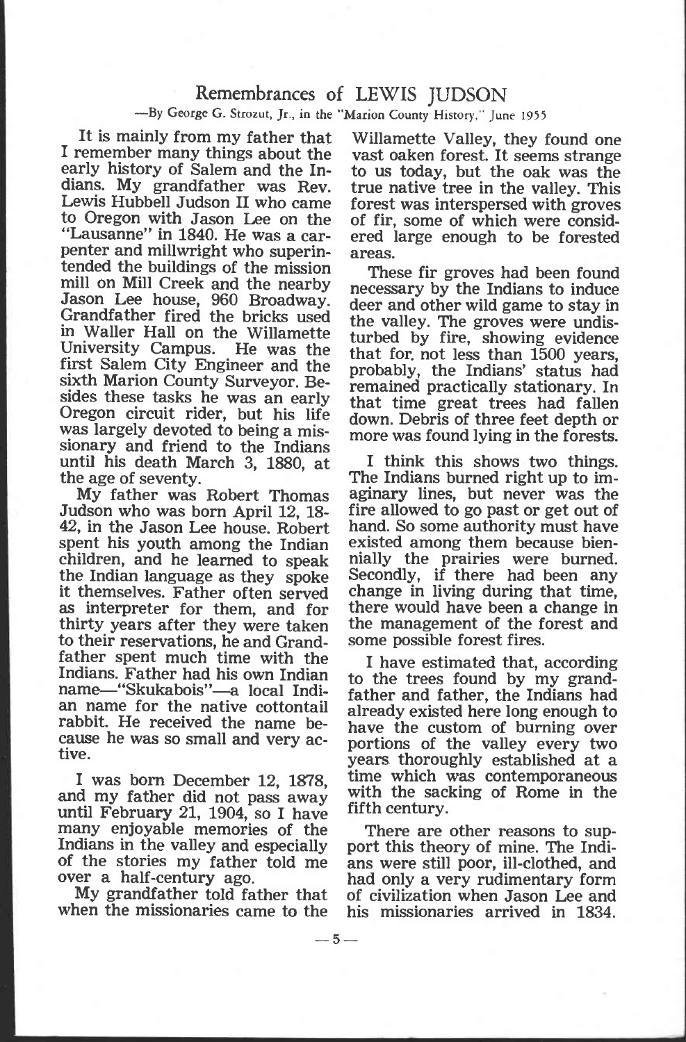# Remembrances of LEWIS JUDSON

—By George G. Strozut, Jr., in the "Marion County History," June 1955

It is mainly from my father that I remember many things about the early history of Salem and the Indians. My grandfather was Rev. Lewis Hubbell Judson II who came to Oregon with Jason Lee on the "Lausanne" in 1840. He was a carpenter and millwright who superintended the buildings of the mission mill on Mill Creek and the nearby Jason Lee house, 960 Broadway. Grandfather fired the bricks used in Waller Hall on the Willamette University Campus. He was the first Salem City Engineer and the sixth Marion County Surveyor. Besides these tasks he was an early Oregon circuit rider, but his life was largely devoted to being a missionary and friend to the Indians until his death March 3, 1880, at the age of seventy.

My father was Robert Thomas Judson who was born April 12, 1842, in the Jason Lee house. Robert spent his youth among the Indian children, and he learned to speak the Indian language as they spoke it themselves. Father often served as interpreter for them, and for thirty years after they were taken to their reservations, he and Grandfather spent much time with the Indians. Father had his own Indian name—"Skukabois"—a local Indian name for the native cottontail rabbit. He received the name because he was so small and very active.

I was born December 12, 1878, and my father did not pass away until February 21, 1904, so I have many enjoyable memories of the Indians in the valley and especially of the stories my father told me over a half-century ago.

My grandfather told father that when the missionaries came to the Willamette Valley, they found one vast oaken forest. It seems strange to us today, but the oak was the true native tree in the valley. This forest was interspersed with groves of fir, some of which were considered large enough to be forested areas.

These fir groves had been found necessary by the Indians to induce deer and other wild game to stay in the valley. The groves were undisturbed by fire, showing evidence that for not less than 1500 years, probably, the Indians' status had remained practically stationary. In that time great trees had fallen down. Debris of three feet depth or more was found lying in the forests.

I think this shows two things. The Indians burned right up to imaginary lines, but never was the fire allowed to go past or get out of hand. So some authority must have existed among them because biennially the prairies were burned. Secondly, if there had been any change in living during that time, there would have been a change in the management of the forest and some possible forest fires.

I have estimated that, according to the trees found by my grandfather and father, the Indians had already existed here long enough to have the custom of burning over portions of the valley every two years thoroughly established at a time which was contemporaneous with the sacking of Rome in the fifth century.

There are other reasons to support this theory of mine. The Indians were still poor, ill-clothed, and had only a very rudimentary form of civilization when Jason Lee and his missionaries arrived in 1834.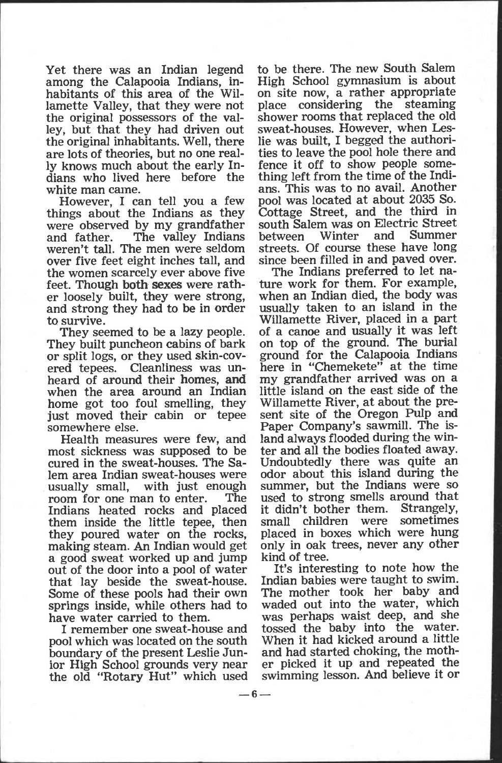Yet there was an Indian legend among the Calapooia Indians, inhabitants of this area of the Willamette Valley, that they were not the original possessors of the valley, but that they had driven out the original inhabitants. Well, there are lots of theories, but no one really knows much about the early Indians who lived here before the white man came.

However, I can tell you a few things about the Indians as they were observed by my grandfather and father. The valley Indians weren't tall. The men were seldom over five feet eight inches tall, and the women scarcely ever above five feet. Though both sexes were rather loosely built, they were strong, and strong they had to be in order to survive.

They seemed to be a lazy people. They built puncheon cabins of bark or split logs, or they used skin-covered tepees. Cleanliness was unheard of around their homes, and when the area around an Indian home got too foul smelling, they just moved their cabin or tepee somewhere else.

Health measures were few, and most sickness was supposed to be cured in the sweat-houses. The Salem area Indian sweat-houses were usually small, with just enough room for one man to enter. The Indians heated rocks and placed them inside the little tepee, then they poured water on the rocks, making steam. An Indian would get a good sweat worked up and jump out of the door into a pool of water that lay beside the sweat-house. Some of these pools had their own springs inside, while others had to have water carried to them.

I remember one sweat-house and pool which was located on the south boundary of the present Leslie Junior High School grounds very near the old "Rotary Hut" which used to be there. The new South Salem High School gymnasium is about on site now, a rather appropriate place considering the steaming shower rooms that replaced the old sweat-houses. However, when Leslie was built, I begged the authorities to leave the pool hole there and fence it off to show people something left from the time of the Indians. This was to no avail. Another pool was located at about 2035 So. Cottage Street, and the third in south Salem was on Electric Street between Winter and Summer streets. Of course these have long since been filled in and paved over.

The Indians preferred to let nature work for them. For example, when an Indian died, the body was usually taken to an island in the Willamette River, placed in a part of a canoe and usually it was left on top of the ground. The burial ground for the Calapooia Indians here in "Chemekete" at the time my grandfather arrived was on a little island on the east side of the Willamette River, at about the present site of the Oregon Pulp and Paper Company's sawmill. The island always flooded during the winter and all the bodies floated away. Undoubtedly there was quite an odor about this island during the summer, but the Indians were so used to strong smells around that it didn't bother them. Strangely, small children were sometimes placed in boxes which were hung only in oak trees, never any other kind of tree.

It's interesting to note how the Indian babies were taught to swim. The mother took her baby and waded out into the water, which was perhaps waist deep, and she tossed the baby into the water. When it had kicked around a little and had started choking, the mother picked it up and repeated the swimming lesson. And believe it or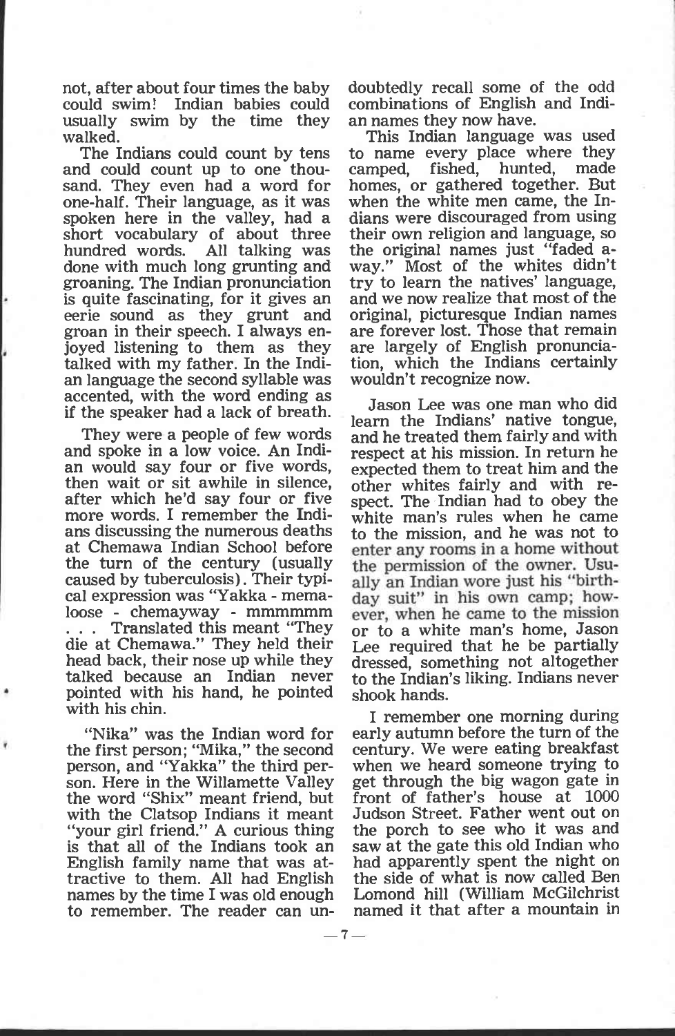not, after about four times the baby could swim! Indian babies could usually swim by the time they walked.

The Indians could count by tens and could count up to one thousand. They even had a word for one-half. Their language, as it was spoken here in the valley, had a short vocabulary of about three hundred words. All talking was done with much long grunting and groaning. The Indian pronunciation is quite fascinating, for it gives an eerie sound as they grunt and groan in their speech. I always enjoyed listening to them as they talked with my father. In the Indian language the second syllable was accented, with the word ending as if the speaker had a lack of breath.

They were a people of few words and spoke in a low voice. An Indian would say four or five words, then wait or sit awhile in silence, after which he'd say four or five more words. I remember the Indians discussing the numerous deaths at Chemawa Indian School before the turn of the century (usually caused by tuberculosis). Their typical expression was "Yakka - memaloose - chemayway - mmmmmm . . . Translated this meant "They die at Chemawa." They held their head back, their nose up while they talked because an Indian never pointed with his hand, he pointed with his chin.

"Nika" was the Indian word for the first person; "Mika," the second person, and "Yakka" the third person. Here in the Willamette Valley the word "Shix" meant friend, but with the Clatsop Indians it meant "your girl friend." A curious thing is that all of the Indians took an English family name that was attractive to them. All had English names by the time I was old enough to remember. The reader can undoubtedly recall some of the odd combinations of English and Indian names they now have.

This Indian language was used to name every place where they camped, fished, hunted, made homes, or gathered together. But when the white men came, the Indians were discouraged from using their own religion and language, so the original names just "faded away." Most of the whites didn't try to learn the natives' language, and we now realize that most of the original, picturesque Indian names are forever lost. Those that remain are largely of English pronunciation, which the Indians certainly wouldn't recognize now.

Jason Lee was one man who did learn the Indians' native tongue, and he treated them fairly and with respect at his mission. In return he expected them to treat him and the other whites fairly and with respect. The Indian had to obey the white man's rules when he came to the mission, and he was not to enter any rooms in a home without the permission of the owner. Usually an Indian wore just his "birthday suit" in his own camp; however, when he came to the mission or to a white man's home, Jason Lee required that he be partially dressed, something not altogether to the Indian's liking. Indians never shook hands.

I remember one morning during early autumn before the turn of the century. We were eating breakfast when we heard someone trying to get through the big wagon gate in front of father's house at 1000 Judson Street. Father went out on the porch to see who it was and saw at the gate this old Indian who had apparently spent the night on the side of what is now called Ben Lomond hill (William McGilchrist named it that after a mountain in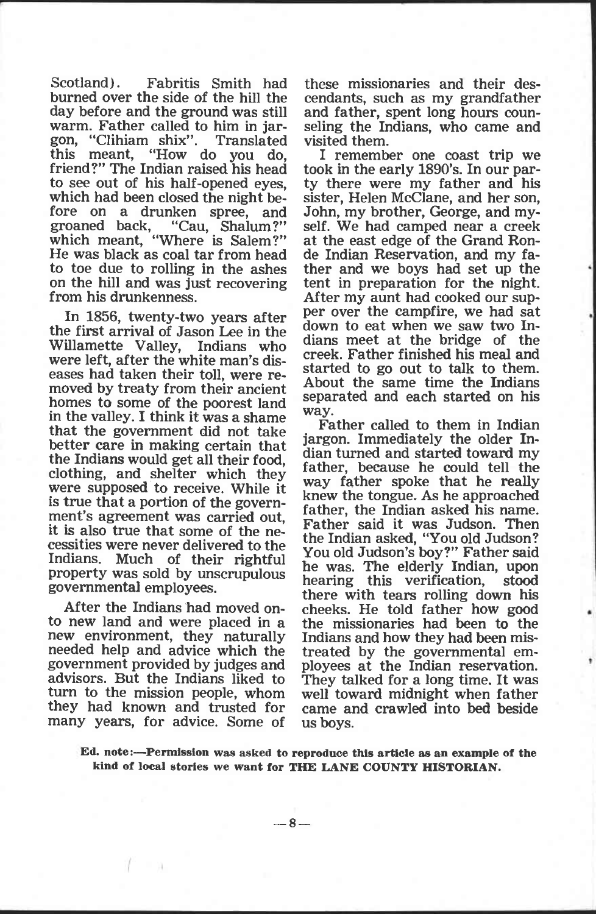Scotland). Fabritis Smith had burned over the side of the hill the day before and the ground was still warm. Father called to him in jargon, "Clihiam shix". Translated this meant, "How do you do, friend?" The Indian raised his head to see out of his half-opened eyes, which had been closed the night before on a drunken spree, and groaned back, "Cau, Shalum?" which meant, "Where is Salem?" He was black as coal tar from head to toe due to rolling in the ashes on the hill and was just recovering from his drunkenness.

In 1856, twenty-two years after the first arrival of Jason Lee in the Willamette Valley, Indians who were left, after the white man's diseases had taken their toll, were removed by treaty from their ancient homes to some of the poorest land in the valley. I think it was a shame that the government did not take better care in making certain that the Indians would get all their food, clothing, and shelter which they were supposed to receive. While it is true that a portion of the government's agreement was carried out, it is also true that some of the necessities were never delivered to the Indians. Much of their rightful property was sold by unscrupulous governmental employees.

After the Indians had moved onto new land and were placed in a new environment, they naturally needed help and advice which the government provided by judges and advisors. But the Indians liked to turn to the mission people, whom they had known and trusted for many years, for advice. Some of these missionaries and their descendants, such as my grandfather and father, spent long hours counseling the Indians, who came and visited them.

I remember one coast trip we took in the early 1890's. In our party there were my father and his sister, Helen McClane, and her son, John, my brother, George, and myself. We had camped near a creek at the east edge of the Grand Ronde Indian Reservation, and my father and we boys had set up the tent in preparation for the night. After my aunt had cooked our supper over the campfire, we had sat down to eat when we saw two Indians meet at the bridge of the creek. Father finished his meal and started to go out to talk to them. About the same time the Indians separated and each started on his way.

Father called to them in Indian jargon. Immediately the older Indian turned and started toward my father, because he could tell the way father spoke that he really knew the tongue. As he approached father, the Indian asked his name. Father said it was Judson. Then the Indian asked, "You old Judson? You old Judson's boy?" Father said he was. The elderly Indian, upon hearing this verification, stood there with tears rolling down his cheeks. He told father how good the missionaries had been to the Indians and how they had been mistreated by the governmental employees at the Indian reservation. They talked for a long time. It was well toward midnight when father came and crawled into bed beside us boys.

**Ed. note:—Permission was asked to reproduce this article as an example of the kind of local stories we want for THE LANE COUNTY HISTORIAN.**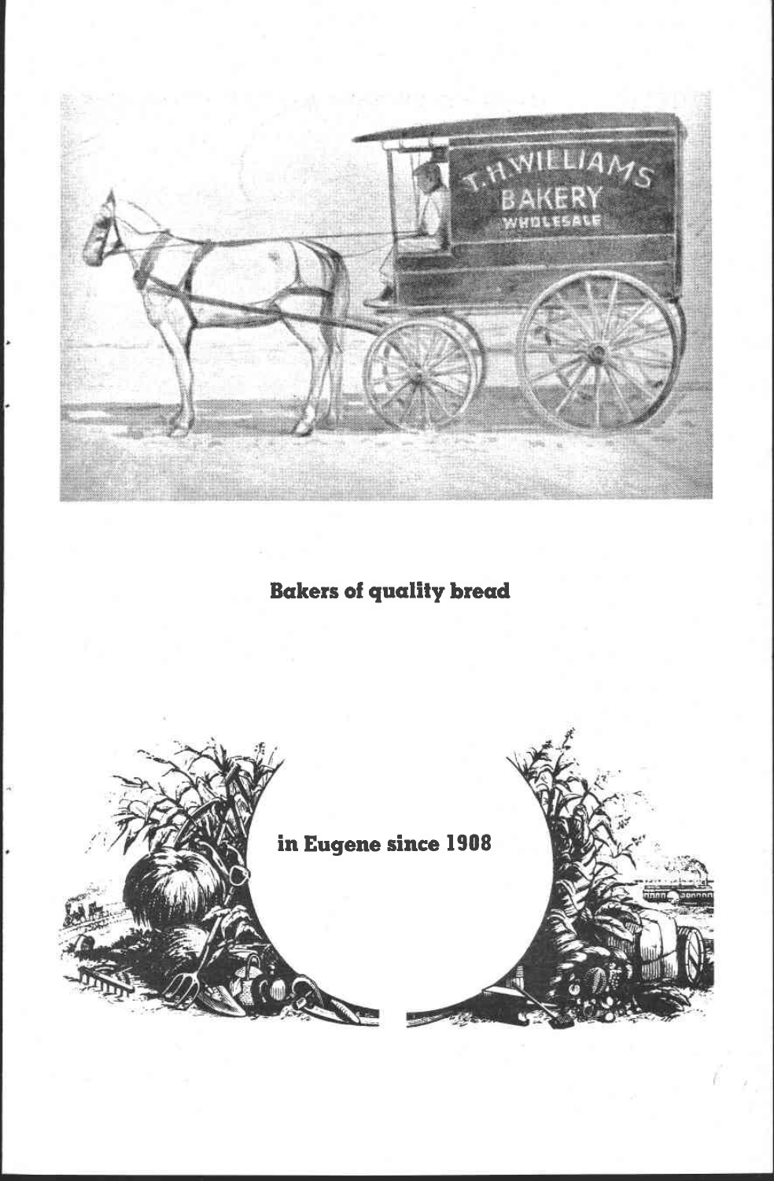**Bakers of quality bread**

**in Eugene since 1908**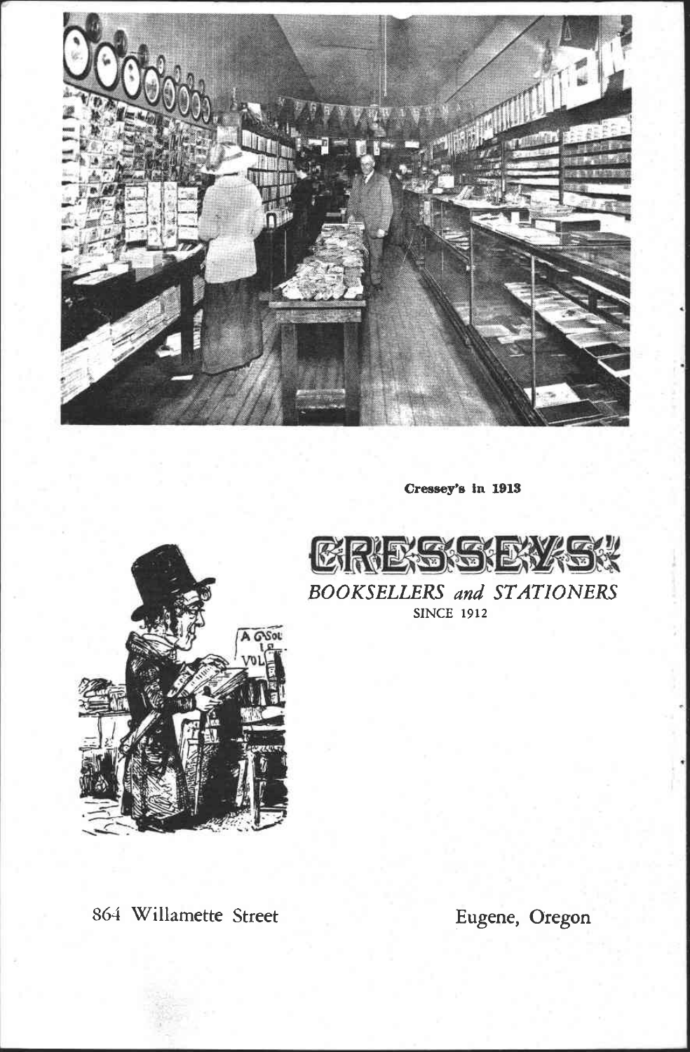Cressey's in 1913

# CRESSEY'S

*BOOKSELLERS and STATIONERS*

SINCE 1912

864 Willamette Street

Eugene, Oregon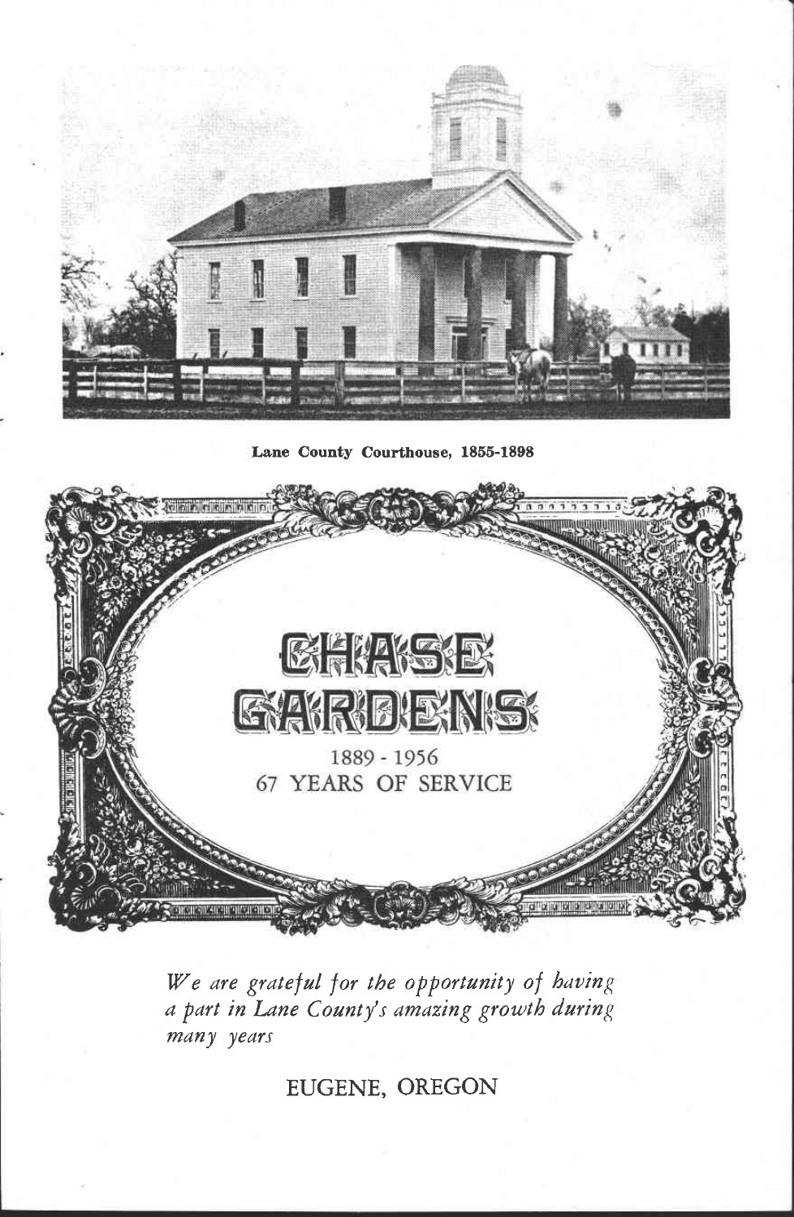Lane County Courthouse, 1855-1898

# CHASE GARDENS

1889 - 1956

67 YEARS OF SERVICE

*We are grateful for the opportunity of having a part in Lane County's amazing growth during many years*

EUGENE, OREGON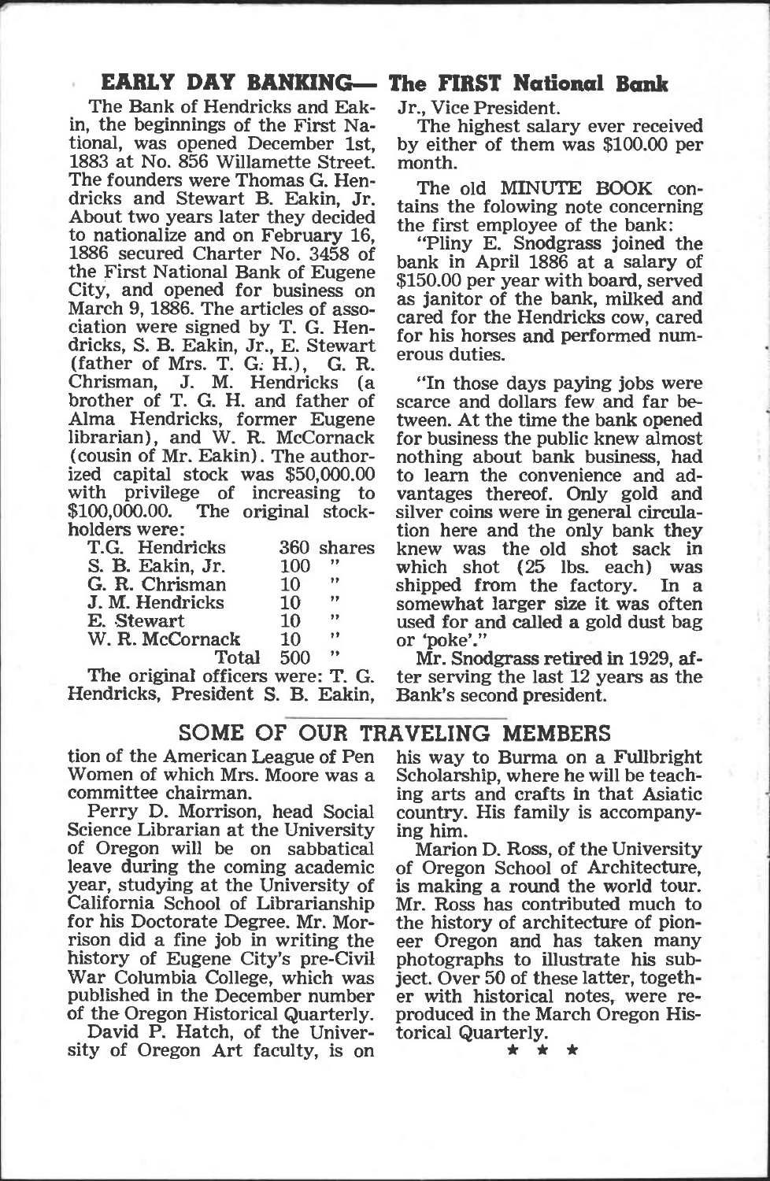## EARLY DAY BANKING— The FIRST National Bank

The Bank of Hendricks and Eakin, the beginnings of the First National, was opened December 1st, 1883 at No. 856 Willamette Street. The founders were Thomas G. Hendricks and Stewart B. Eakin, Jr. About two years later they decided to nationalize and on February 16, 1886 secured Charter No. 3458 of the First National Bank of Eugene City, and opened for business on March 9, 1886. The articles of association were signed by T. G. Hendricks, S. B. Eakin, Jr., E. Stewart (father of Mrs. T. G. H.), G. R. Chrisman, J. M. Hendricks (a brother of T. G. H. and father of Alma Hendricks, former Eugene librarian), and W. R. McCornack (cousin of Mr. Eakin). The authorized capital stock was $50,000.00 with privilege of increasing to $100,000.00. The original stockholders were:

| | |
|---|---|
| T.G. Hendricks | 360 shares |
| S. B. Eakin, Jr. | 100 " |
| G. R. Chrisman | 10 " |
| J. M. Hendricks | 10 " |
| E. Stewart | 10 " |
| W. R. McCornack | 10 " |
| Total | 500 " |

The original officers were: T. G. Hendricks, President S. B. Eakin, Jr., Vice President.

The highest salary ever received by either of them was $100.00 per month.

The old MINUTE BOOK contains the folowing note concerning the first employee of the bank:

"Pliny E. Snodgrass joined the bank in April 1886 at a salary of $150.00 per year with board, served as janitor of the bank, milked and cared for the Hendricks cow, cared for his horses and performed numerous duties.

"In those days paying jobs were scarce and dollars few and far between. At the time the bank opened for business the public knew almost nothing about bank business, had to learn the convenience and advantages thereof. Only gold and silver coins were in general circulation here and the only bank they knew was the old shot sack in which shot (25 lbs. each) was shipped from the factory. In a somewhat larger size it was often used for and called a gold dust bag or 'poke'."

Mr. Snodgrass retired in 1929, after serving the last 12 years as the Bank's second president.

## SOME OF OUR TRAVELING MEMBERS

tion of the American League of Pen Women of which Mrs. Moore was a committee chairman.

Perry D. Morrison, head Social Science Librarian at the University of Oregon will be on sabbatical leave during the coming academic year, studying at the University of California School of Librarianship for his Doctorate Degree. Mr. Morrison did a fine job in writing the history of Eugene City's pre-Civil War Columbia College, which was published in the December number of the Oregon Historical Quarterly.

David P. Hatch, of the University of Oregon Art faculty, is on his way to Burma on a Fullbright Scholarship, where he will be teaching arts and crafts in that Asiatic country. His family is accompanying him.

Marion D. Ross, of the University of Oregon School of Architecture, is making a round the world tour. Mr. Ross has contributed much to the history of architecture of pioneer Oregon and has taken many photographs to illustrate his subject. Over 50 of these latter, together with historical notes, were reproduced in the March Oregon Historical Quarterly.

★ ★ ★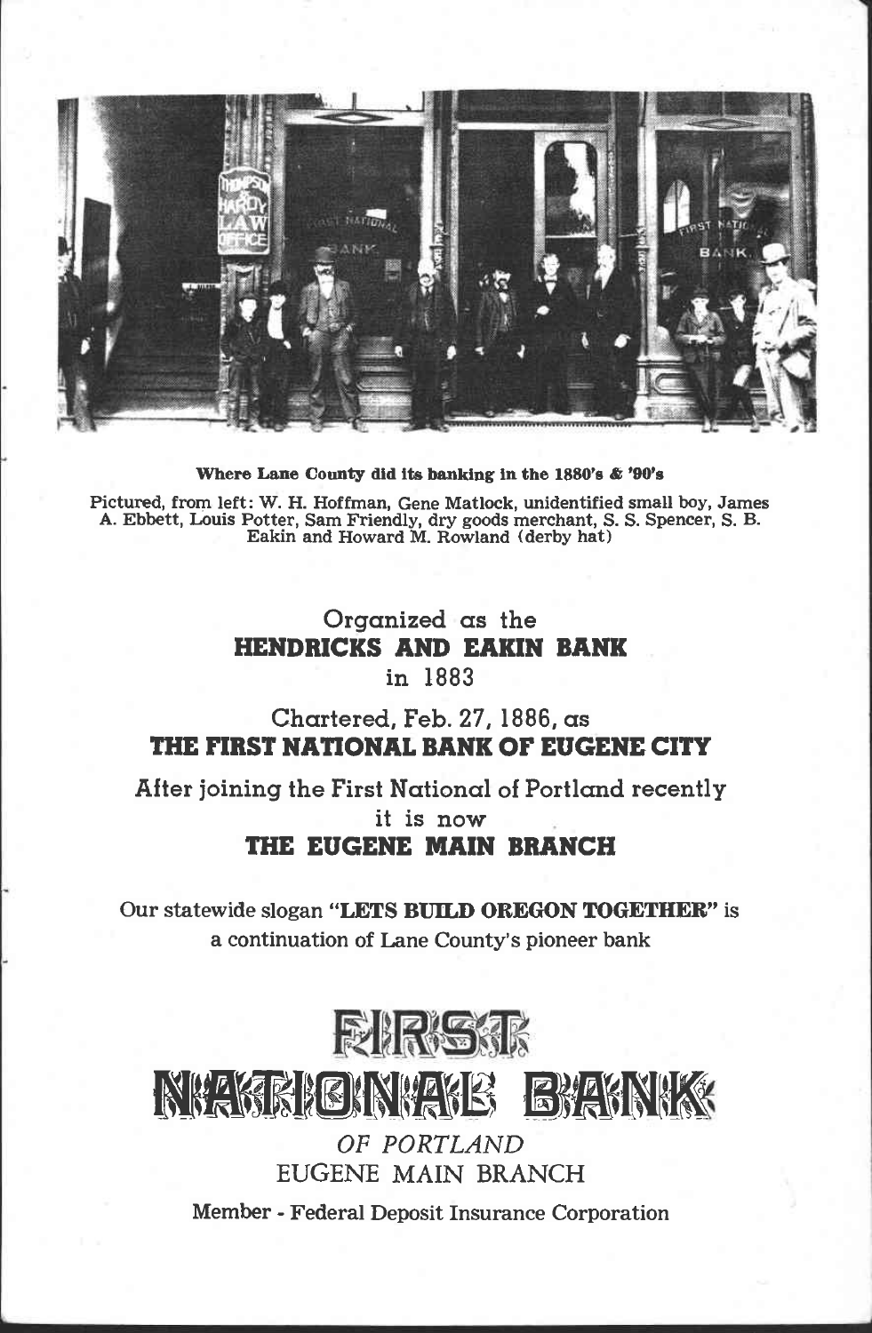**Where Lane County did its banking in the 1880's & '90's**

Pictured, from left: W. H. Hoffman, Gene Matlock, unidentified small boy, James A. Ebbett, Louis Potter, Sam Friendly, dry goods merchant, S. S. Spencer, S. B. Eakin and Howard M. Rowland (derby hat)

Organized as the
**HENDRICKS AND EAKIN BANK**
in 1883

Chartered, Feb. 27, 1886, as
**THE FIRST NATIONAL BANK OF EUGENE CITY**

After joining the First National of Portland recently
it is now
**THE EUGENE MAIN BRANCH**

Our statewide slogan **"LETS BUILD OREGON TOGETHER"** is
a continuation of Lane County's pioneer bank

# FIRST NATIONAL BANK

*OF PORTLAND*
EUGENE MAIN BRANCH

Member - Federal Deposit Insurance Corporation